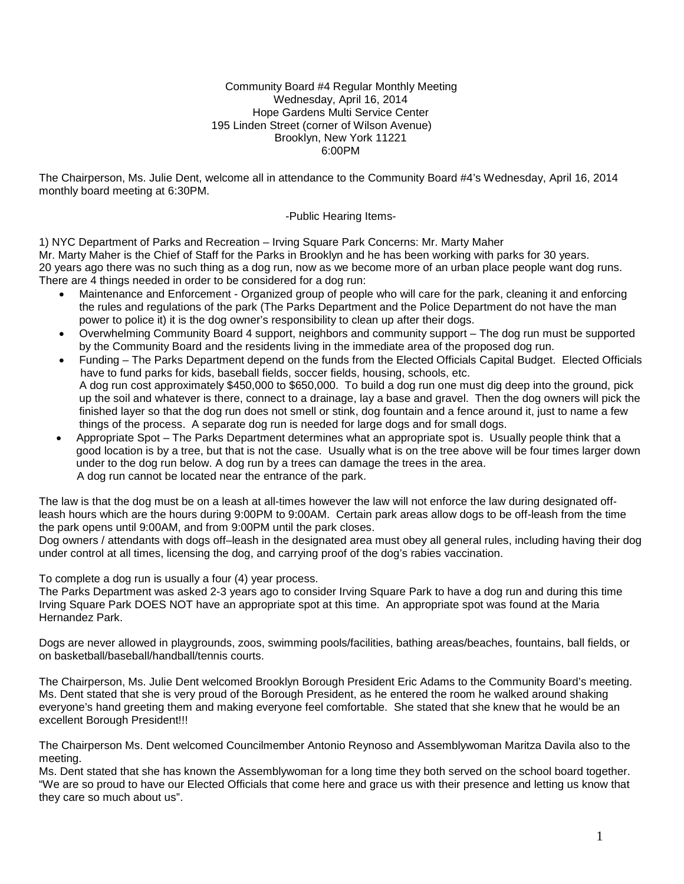Community Board #4 Regular Monthly Meeting
Wednesday, April 16, 2014
Hope Gardens Multi Service Center
195 Linden Street (corner of Wilson Avenue)
Brooklyn, New York 11221
6:00PM

The Chairperson, Ms. Julie Dent, welcome all in attendance to the Community Board #4's Wednesday, April 16, 2014 monthly board meeting at 6:30PM.

-Public Hearing Items-

1) NYC Department of Parks and Recreation – Irving Square Park Concerns: Mr. Marty Maher
Mr. Marty Maher is the Chief of Staff for the Parks in Brooklyn and he has been working with parks for 30 years. 20 years ago there was no such thing as a dog run, now as we become more of an urban place people want dog runs. There are 4 things needed in order to be considered for a dog run:

- Maintenance and Enforcement - Organized group of people who will care for the park, cleaning it and enforcing the rules and regulations of the park (The Parks Department and the Police Department do not have the man power to police it) it is the dog owner's responsibility to clean up after their dogs.
- Overwhelming Community Board 4 support, neighbors and community support – The dog run must be supported by the Community Board and the residents living in the immediate area of the proposed dog run.
- Funding – The Parks Department depend on the funds from the Elected Officials Capital Budget. Elected Officials have to fund parks for kids, baseball fields, soccer fields, housing, schools, etc.
  A dog run cost approximately $450,000 to $650,000. To build a dog run one must dig deep into the ground, pick up the soil and whatever is there, connect to a drainage, lay a base and gravel. Then the dog owners will pick the finished layer so that the dog run does not smell or stink, dog fountain and a fence around it, just to name a few things of the process. A separate dog run is needed for large dogs and for small dogs.
- Appropriate Spot – The Parks Department determines what an appropriate spot is. Usually people think that a good location is by a tree, but that is not the case. Usually what is on the tree above will be four times larger down under to the dog run below. A dog run by a trees can damage the trees in the area.
  A dog run cannot be located near the entrance of the park.

The law is that the dog must be on a leash at all-times however the law will not enforce the law during designated off-leash hours which are the hours during 9:00PM to 9:00AM. Certain park areas allow dogs to be off-leash from the time the park opens until 9:00AM, and from 9:00PM until the park closes.
Dog owners / attendants with dogs off–leash in the designated area must obey all general rules, including having their dog under control at all times, licensing the dog, and carrying proof of the dog's rabies vaccination.

To complete a dog run is usually a four (4) year process.
The Parks Department was asked 2-3 years ago to consider Irving Square Park to have a dog run and during this time Irving Square Park DOES NOT have an appropriate spot at this time. An appropriate spot was found at the Maria Hernandez Park.

Dogs are never allowed in playgrounds, zoos, swimming pools/facilities, bathing areas/beaches, fountains, ball fields, or on basketball/baseball/handball/tennis courts.

The Chairperson, Ms. Julie Dent welcomed Brooklyn Borough President Eric Adams to the Community Board's meeting. Ms. Dent stated that she is very proud of the Borough President, as he entered the room he walked around shaking everyone's hand greeting them and making everyone feel comfortable. She stated that she knew that he would be an excellent Borough President!!!

The Chairperson Ms. Dent welcomed Councilmember Antonio Reynoso and Assemblywoman Maritza Davila also to the meeting.
Ms. Dent stated that she has known the Assemblywoman for a long time they both served on the school board together. "We are so proud to have our Elected Officials that come here and grace us with their presence and letting us know that they care so much about us".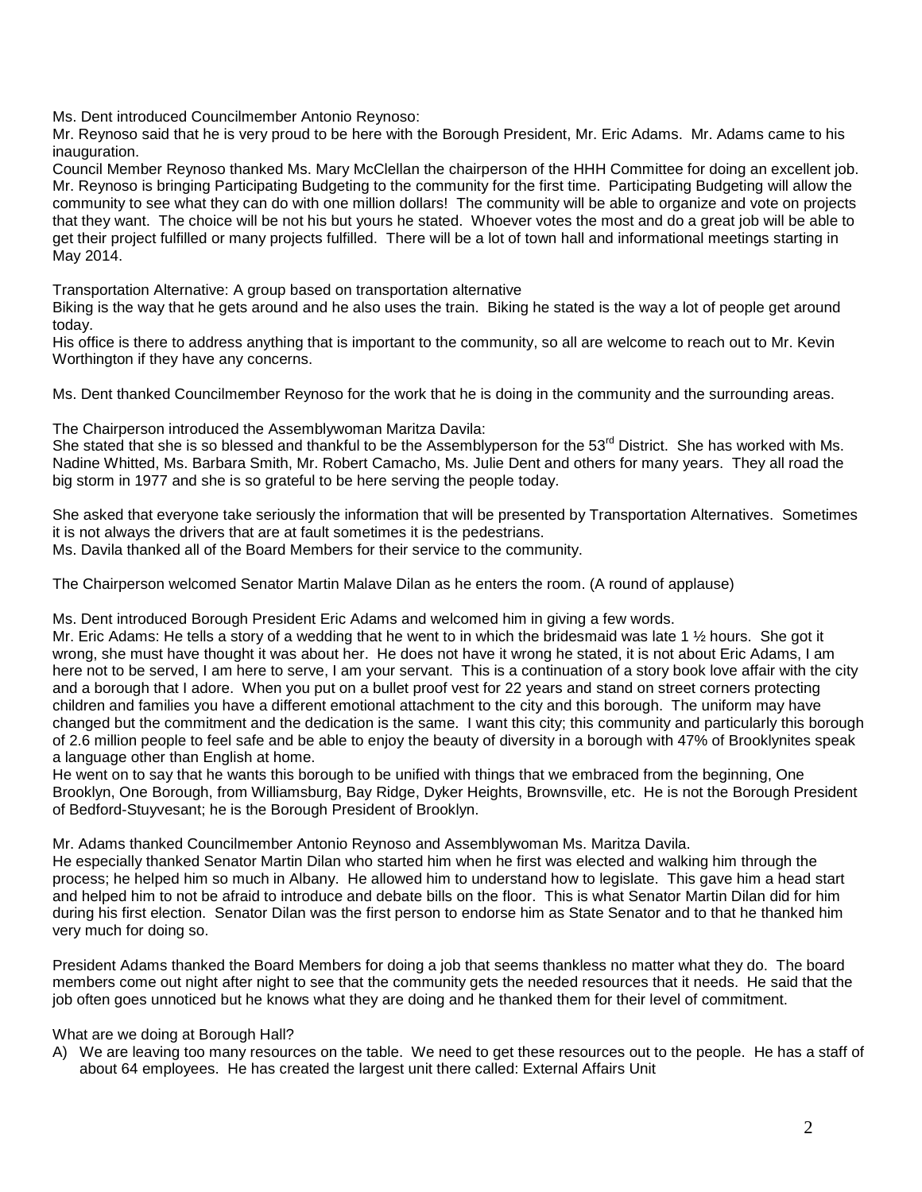Ms. Dent introduced Councilmember Antonio Reynoso:
Mr. Reynoso said that he is very proud to be here with the Borough President, Mr. Eric Adams. Mr. Adams came to his inauguration.
Council Member Reynoso thanked Ms. Mary McClellan the chairperson of the HHH Committee for doing an excellent job. Mr. Reynoso is bringing Participating Budgeting to the community for the first time. Participating Budgeting will allow the community to see what they can do with one million dollars! The community will be able to organize and vote on projects that they want. The choice will be not his but yours he stated. Whoever votes the most and do a great job will be able to get their project fulfilled or many projects fulfilled. There will be a lot of town hall and informational meetings starting in May 2014.

Transportation Alternative: A group based on transportation alternative
Biking is the way that he gets around and he also uses the train. Biking he stated is the way a lot of people get around today.
His office is there to address anything that is important to the community, so all are welcome to reach out to Mr. Kevin Worthington if they have any concerns.

Ms. Dent thanked Councilmember Reynoso for the work that he is doing in the community and the surrounding areas.

The Chairperson introduced the Assemblywoman Maritza Davila:
She stated that she is so blessed and thankful to be the Assemblyperson for the 53rd District. She has worked with Ms. Nadine Whitted, Ms. Barbara Smith, Mr. Robert Camacho, Ms. Julie Dent and others for many years. They all road the big storm in 1977 and she is so grateful to be here serving the people today.

She asked that everyone take seriously the information that will be presented by Transportation Alternatives. Sometimes it is not always the drivers that are at fault sometimes it is the pedestrians.
Ms. Davila thanked all of the Board Members for their service to the community.

The Chairperson welcomed Senator Martin Malave Dilan as he enters the room. (A round of applause)

Ms. Dent introduced Borough President Eric Adams and welcomed him in giving a few words.
Mr. Eric Adams: He tells a story of a wedding that he went to in which the bridesmaid was late 1 ½ hours. She got it wrong, she must have thought it was about her. He does not have it wrong he stated, it is not about Eric Adams, I am here not to be served, I am here to serve, I am your servant. This is a continuation of a story book love affair with the city and a borough that I adore. When you put on a bullet proof vest for 22 years and stand on street corners protecting children and families you have a different emotional attachment to the city and this borough. The uniform may have changed but the commitment and the dedication is the same. I want this city; this community and particularly this borough of 2.6 million people to feel safe and be able to enjoy the beauty of diversity in a borough with 47% of Brooklynites speak a language other than English at home.
He went on to say that he wants this borough to be unified with things that we embraced from the beginning, One Brooklyn, One Borough, from Williamsburg, Bay Ridge, Dyker Heights, Brownsville, etc. He is not the Borough President of Bedford-Stuyvesant; he is the Borough President of Brooklyn.

Mr. Adams thanked Councilmember Antonio Reynoso and Assemblywoman Ms. Maritza Davila.
He especially thanked Senator Martin Dilan who started him when he first was elected and walking him through the process; he helped him so much in Albany. He allowed him to understand how to legislate. This gave him a head start and helped him to not be afraid to introduce and debate bills on the floor. This is what Senator Martin Dilan did for him during his first election. Senator Dilan was the first person to endorse him as State Senator and to that he thanked him very much for doing so.

President Adams thanked the Board Members for doing a job that seems thankless no matter what they do. The board members come out night after night to see that the community gets the needed resources that it needs. He said that the job often goes unnoticed but he knows what they are doing and he thanked them for their level of commitment.

What are we doing at Borough Hall?

A) We are leaving too many resources on the table. We need to get these resources out to the people. He has a staff of about 64 employees. He has created the largest unit there called: External Affairs Unit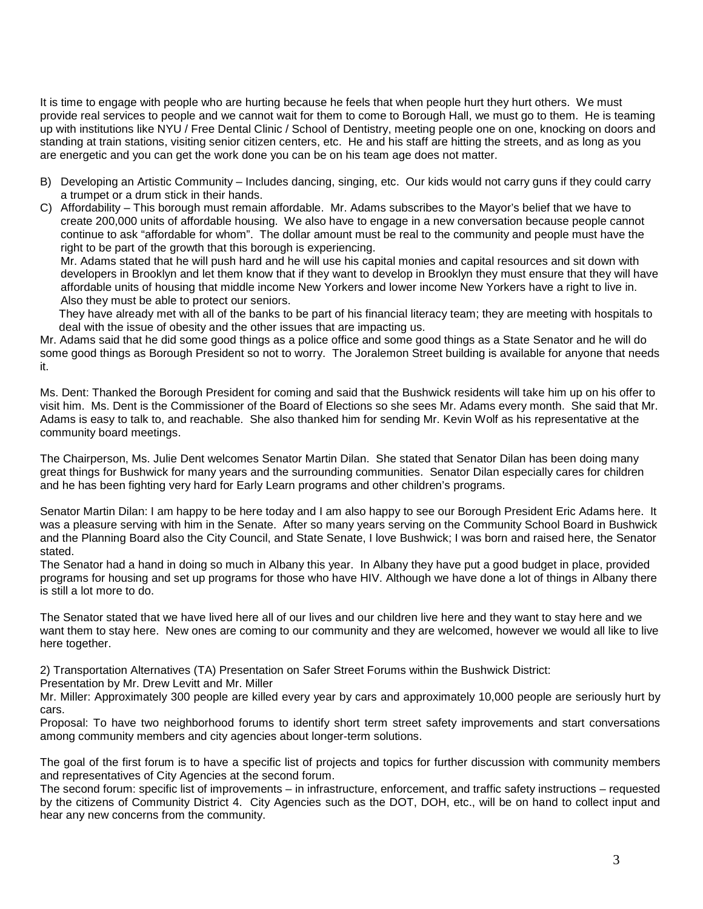It is time to engage with people who are hurting because he feels that when people hurt they hurt others. We must provide real services to people and we cannot wait for them to come to Borough Hall, we must go to them. He is teaming up with institutions like NYU / Free Dental Clinic / School of Dentistry, meeting people one on one, knocking on doors and standing at train stations, visiting senior citizen centers, etc. He and his staff are hitting the streets, and as long as you are energetic and you can get the work done you can be on his team age does not matter.

B) Developing an Artistic Community – Includes dancing, singing, etc. Our kids would not carry guns if they could carry a trumpet or a drum stick in their hands.

C) Affordability – This borough must remain affordable. Mr. Adams subscribes to the Mayor's belief that we have to create 200,000 units of affordable housing. We also have to engage in a new conversation because people cannot continue to ask "affordable for whom". The dollar amount must be real to the community and people must have the right to be part of the growth that this borough is experiencing.
Mr. Adams stated that he will push hard and he will use his capital monies and capital resources and sit down with developers in Brooklyn and let them know that if they want to develop in Brooklyn they must ensure that they will have affordable units of housing that middle income New Yorkers and lower income New Yorkers have a right to live in. Also they must be able to protect our seniors.
They have already met with all of the banks to be part of his financial literacy team; they are meeting with hospitals to deal with the issue of obesity and the other issues that are impacting us.

Mr. Adams said that he did some good things as a police office and some good things as a State Senator and he will do some good things as Borough President so not to worry. The Joralemon Street building is available for anyone that needs it.

Ms. Dent: Thanked the Borough President for coming and said that the Bushwick residents will take him up on his offer to visit him. Ms. Dent is the Commissioner of the Board of Elections so she sees Mr. Adams every month. She said that Mr. Adams is easy to talk to, and reachable. She also thanked him for sending Mr. Kevin Wolf as his representative at the community board meetings.

The Chairperson, Ms. Julie Dent welcomes Senator Martin Dilan. She stated that Senator Dilan has been doing many great things for Bushwick for many years and the surrounding communities. Senator Dilan especially cares for children and he has been fighting very hard for Early Learn programs and other children's programs.

Senator Martin Dilan: I am happy to be here today and I am also happy to see our Borough President Eric Adams here. It was a pleasure serving with him in the Senate. After so many years serving on the Community School Board in Bushwick and the Planning Board also the City Council, and State Senate, I love Bushwick; I was born and raised here, the Senator stated.
The Senator had a hand in doing so much in Albany this year. In Albany they have put a good budget in place, provided programs for housing and set up programs for those who have HIV. Although we have done a lot of things in Albany there is still a lot more to do.

The Senator stated that we have lived here all of our lives and our children live here and they want to stay here and we want them to stay here. New ones are coming to our community and they are welcomed, however we would all like to live here together.

2) Transportation Alternatives (TA) Presentation on Safer Street Forums within the Bushwick District:
Presentation by Mr. Drew Levitt and Mr. Miller
Mr. Miller: Approximately 300 people are killed every year by cars and approximately 10,000 people are seriously hurt by cars.
Proposal: To have two neighborhood forums to identify short term street safety improvements and start conversations among community members and city agencies about longer-term solutions.

The goal of the first forum is to have a specific list of projects and topics for further discussion with community members and representatives of City Agencies at the second forum.
The second forum: specific list of improvements – in infrastructure, enforcement, and traffic safety instructions – requested by the citizens of Community District 4. City Agencies such as the DOT, DOH, etc., will be on hand to collect input and hear any new concerns from the community.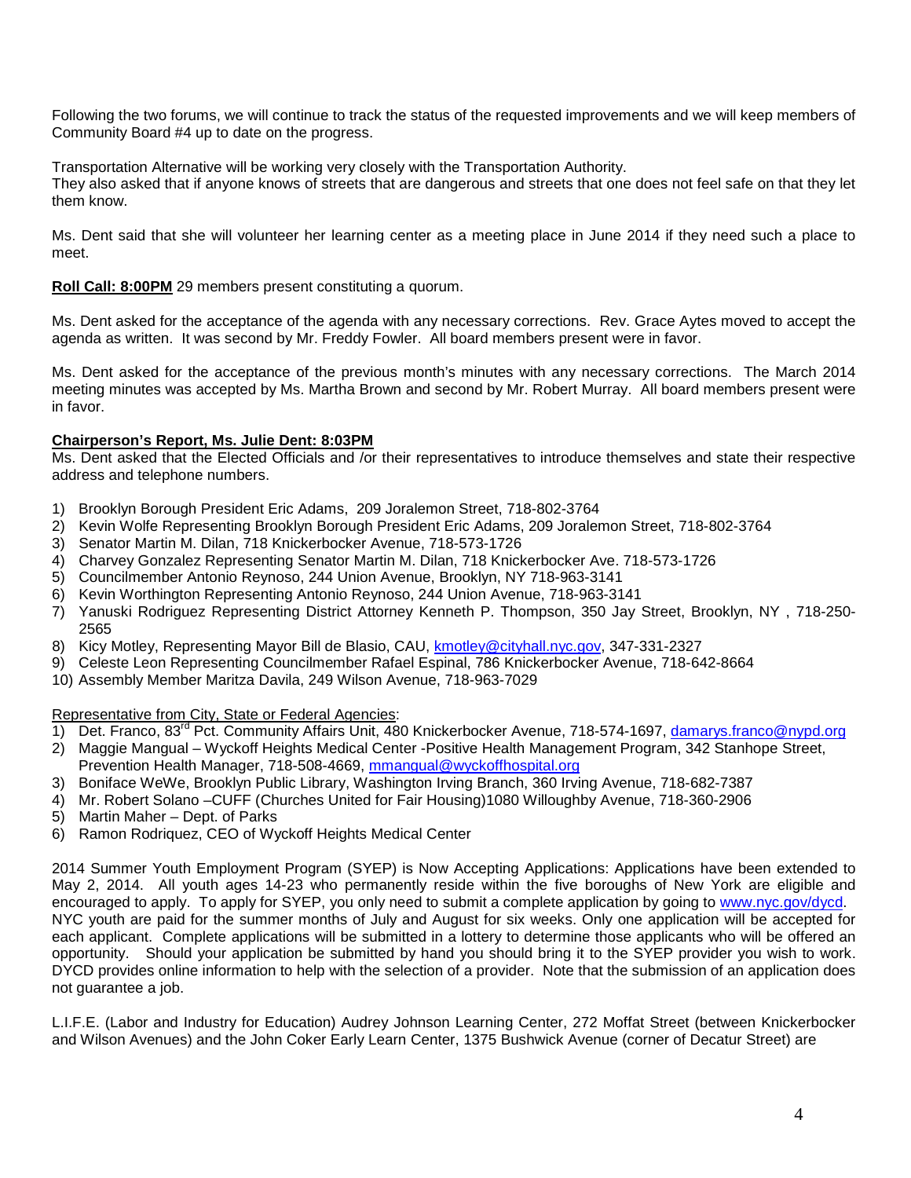Following the two forums, we will continue to track the status of the requested improvements and we will keep members of Community Board #4 up to date on the progress.

Transportation Alternative will be working very closely with the Transportation Authority.
They also asked that if anyone knows of streets that are dangerous and streets that one does not feel safe on that they let them know.

Ms. Dent said that she will volunteer her learning center as a meeting place in June 2014 if they need such a place to meet.

**Roll Call: 8:00PM** 29 members present constituting a quorum.

Ms. Dent asked for the acceptance of the agenda with any necessary corrections. Rev. Grace Aytes moved to accept the agenda as written. It was second by Mr. Freddy Fowler. All board members present were in favor.

Ms. Dent asked for the acceptance of the previous month's minutes with any necessary corrections. The March 2014 meeting minutes was accepted by Ms. Martha Brown and second by Mr. Robert Murray. All board members present were in favor.

**Chairperson's Report, Ms. Julie Dent: 8:03PM**

Ms. Dent asked that the Elected Officials and /or their representatives to introduce themselves and state their respective address and telephone numbers.

1) Brooklyn Borough President Eric Adams, 209 Joralemon Street, 718-802-3764
2) Kevin Wolfe Representing Brooklyn Borough President Eric Adams, 209 Joralemon Street, 718-802-3764
3) Senator Martin M. Dilan, 718 Knickerbocker Avenue, 718-573-1726
4) Charvey Gonzalez Representing Senator Martin M. Dilan, 718 Knickerbocker Ave. 718-573-1726
5) Councilmember Antonio Reynoso, 244 Union Avenue, Brooklyn, NY 718-963-3141
6) Kevin Worthington Representing Antonio Reynoso, 244 Union Avenue, 718-963-3141
7) Yanuski Rodriguez Representing District Attorney Kenneth P. Thompson, 350 Jay Street, Brooklyn, NY , 718-250-2565
8) Kicy Motley, Representing Mayor Bill de Blasio, CAU, kmotley@cityhall.nyc.gov, 347-331-2327
9) Celeste Leon Representing Councilmember Rafael Espinal, 786 Knickerbocker Avenue, 718-642-8664
10) Assembly Member Maritza Davila, 249 Wilson Avenue, 718-963-7029

Representative from City, State or Federal Agencies:

1) Det. Franco, 83rd Pct. Community Affairs Unit, 480 Knickerbocker Avenue, 718-574-1697, damarys.franco@nypd.org
2) Maggie Mangual – Wyckoff Heights Medical Center -Positive Health Management Program, 342 Stanhope Street, Prevention Health Manager, 718-508-4669, mmangual@wyckoffhospital.org
3) Boniface WeWe, Brooklyn Public Library, Washington Irving Branch, 360 Irving Avenue, 718-682-7387
4) Mr. Robert Solano –CUFF (Churches United for Fair Housing)1080 Willoughby Avenue, 718-360-2906
5) Martin Maher – Dept. of Parks
6) Ramon Rodriquez, CEO of Wyckoff Heights Medical Center

2014 Summer Youth Employment Program (SYEP) is Now Accepting Applications: Applications have been extended to May 2, 2014. All youth ages 14-23 who permanently reside within the five boroughs of New York are eligible and encouraged to apply. To apply for SYEP, you only need to submit a complete application by going to www.nyc.gov/dycd. NYC youth are paid for the summer months of July and August for six weeks. Only one application will be accepted for each applicant. Complete applications will be submitted in a lottery to determine those applicants who will be offered an opportunity. Should your application be submitted by hand you should bring it to the SYEP provider you wish to work. DYCD provides online information to help with the selection of a provider. Note that the submission of an application does not guarantee a job.

L.I.F.E. (Labor and Industry for Education) Audrey Johnson Learning Center, 272 Moffat Street (between Knickerbocker and Wilson Avenues) and the John Coker Early Learn Center, 1375 Bushwick Avenue (corner of Decatur Street) are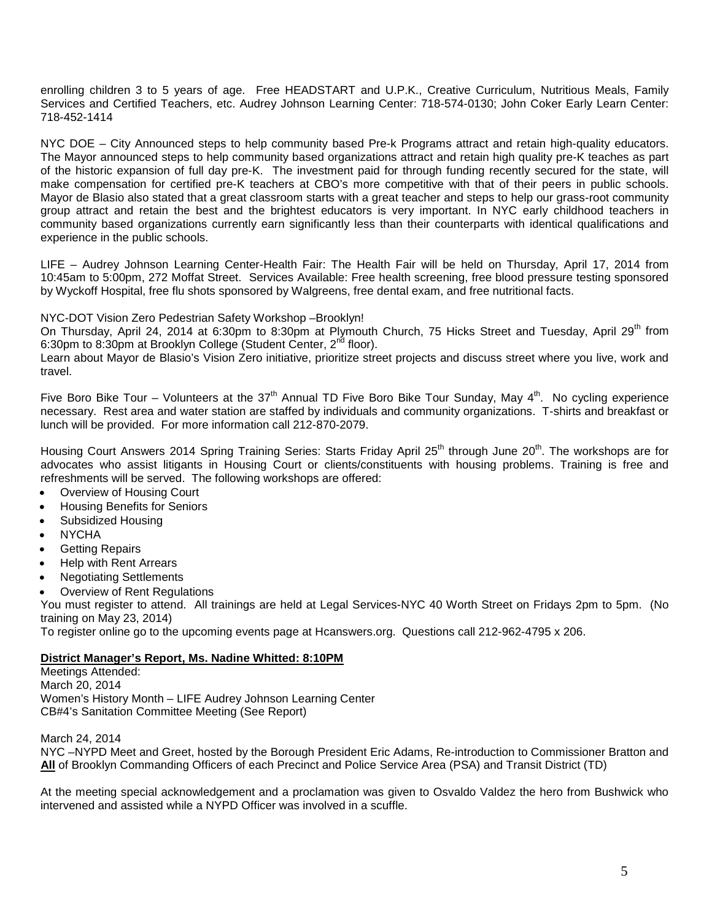enrolling children 3 to 5 years of age. Free HEADSTART and U.P.K., Creative Curriculum, Nutritious Meals, Family Services and Certified Teachers, etc. Audrey Johnson Learning Center: 718-574-0130; John Coker Early Learn Center: 718-452-1414

NYC DOE – City Announced steps to help community based Pre-k Programs attract and retain high-quality educators. The Mayor announced steps to help community based organizations attract and retain high quality pre-K teaches as part of the historic expansion of full day pre-K. The investment paid for through funding recently secured for the state, will make compensation for certified pre-K teachers at CBO's more competitive with that of their peers in public schools. Mayor de Blasio also stated that a great classroom starts with a great teacher and steps to help our grass-root community group attract and retain the best and the brightest educators is very important. In NYC early childhood teachers in community based organizations currently earn significantly less than their counterparts with identical qualifications and experience in the public schools.

LIFE – Audrey Johnson Learning Center-Health Fair: The Health Fair will be held on Thursday, April 17, 2014 from 10:45am to 5:00pm, 272 Moffat Street. Services Available: Free health screening, free blood pressure testing sponsored by Wyckoff Hospital, free flu shots sponsored by Walgreens, free dental exam, and free nutritional facts.

NYC-DOT Vision Zero Pedestrian Safety Workshop –Brooklyn!
On Thursday, April 24, 2014 at 6:30pm to 8:30pm at Plymouth Church, 75 Hicks Street and Tuesday, April 29th from 6:30pm to 8:30pm at Brooklyn College (Student Center, 2nd floor).
Learn about Mayor de Blasio's Vision Zero initiative, prioritize street projects and discuss street where you live, work and travel.

Five Boro Bike Tour – Volunteers at the 37th Annual TD Five Boro Bike Tour Sunday, May 4th. No cycling experience necessary. Rest area and water station are staffed by individuals and community organizations. T-shirts and breakfast or lunch will be provided. For more information call 212-870-2079.

Housing Court Answers 2014 Spring Training Series: Starts Friday April 25th through June 20th. The workshops are for advocates who assist litigants in Housing Court or clients/constituents with housing problems. Training is free and refreshments will be served. The following workshops are offered:

- Overview of Housing Court
- Housing Benefits for Seniors
- Subsidized Housing
- NYCHA
- Getting Repairs
- Help with Rent Arrears
- Negotiating Settlements
- Overview of Rent Regulations

You must register to attend. All trainings are held at Legal Services-NYC 40 Worth Street on Fridays 2pm to 5pm. (No training on May 23, 2014)
To register online go to the upcoming events page at Hcanswers.org. Questions call 212-962-4795 x 206.

**District Manager's Report, Ms. Nadine Whitted: 8:10PM**

Meetings Attended:
March 20, 2014
Women's History Month – LIFE Audrey Johnson Learning Center
CB#4's Sanitation Committee Meeting (See Report)

March 24, 2014
NYC –NYPD Meet and Greet, hosted by the Borough President Eric Adams, Re-introduction to Commissioner Bratton and **All** of Brooklyn Commanding Officers of each Precinct and Police Service Area (PSA) and Transit District (TD)

At the meeting special acknowledgement and a proclamation was given to Osvaldo Valdez the hero from Bushwick who intervened and assisted while a NYPD Officer was involved in a scuffle.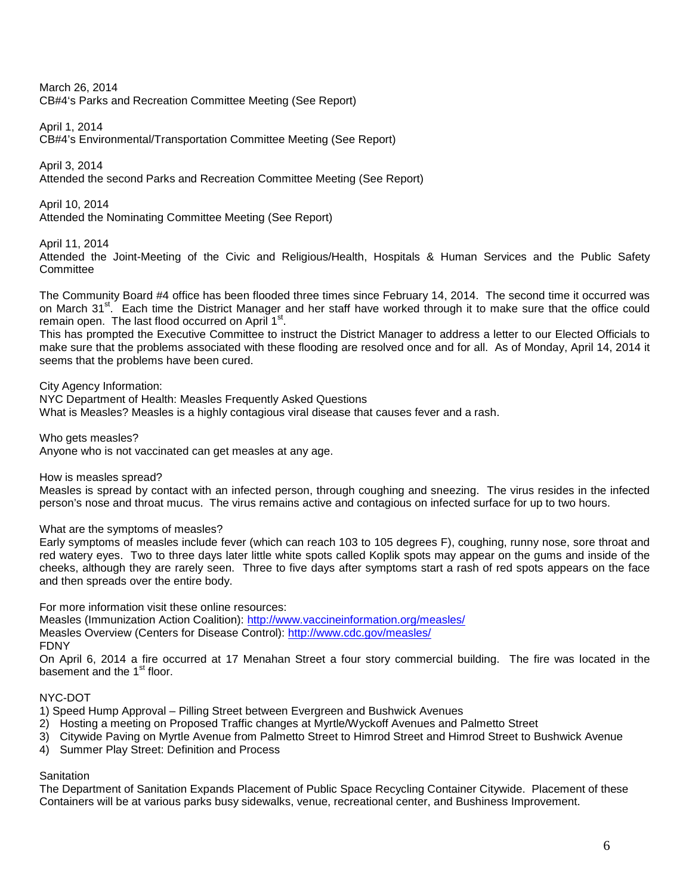March 26, 2014
CB#4's Parks and Recreation Committee Meeting (See Report)

April 1, 2014
CB#4's Environmental/Transportation Committee Meeting (See Report)

April 3, 2014
Attended the second Parks and Recreation Committee Meeting (See Report)

April 10, 2014
Attended the Nominating Committee Meeting (See Report)

April 11, 2014
Attended the Joint-Meeting of the Civic and Religious/Health, Hospitals & Human Services and the Public Safety Committee

The Community Board #4 office has been flooded three times since February 14, 2014. The second time it occurred was on March 31st. Each time the District Manager and her staff have worked through it to make sure that the office could remain open. The last flood occurred on April 1st.
This has prompted the Executive Committee to instruct the District Manager to address a letter to our Elected Officials to make sure that the problems associated with these flooding are resolved once and for all. As of Monday, April 14, 2014 it seems that the problems have been cured.

City Agency Information:
NYC Department of Health: Measles Frequently Asked Questions
What is Measles? Measles is a highly contagious viral disease that causes fever and a rash.

Who gets measles?
Anyone who is not vaccinated can get measles at any age.

How is measles spread?
Measles is spread by contact with an infected person, through coughing and sneezing. The virus resides in the infected person's nose and throat mucus. The virus remains active and contagious on infected surface for up to two hours.

What are the symptoms of measles?
Early symptoms of measles include fever (which can reach 103 to 105 degrees F), coughing, runny nose, sore throat and red watery eyes. Two to three days later little white spots called Koplik spots may appear on the gums and inside of the cheeks, although they are rarely seen. Three to five days after symptoms start a rash of red spots appears on the face and then spreads over the entire body.

For more information visit these online resources:
Measles (Immunization Action Coalition): http://www.vaccineinformation.org/measles/
Measles Overview (Centers for Disease Control): http://www.cdc.gov/measles/
FDNY
On April 6, 2014 a fire occurred at 17 Menahan Street a four story commercial building. The fire was located in the basement and the 1st floor.

NYC-DOT
1) Speed Hump Approval – Pilling Street between Evergreen and Bushwick Avenues
2) Hosting a meeting on Proposed Traffic changes at Myrtle/Wyckoff Avenues and Palmetto Street
3) Citywide Paving on Myrtle Avenue from Palmetto Street to Himrod Street and Himrod Street to Bushwick Avenue
4) Summer Play Street: Definition and Process

Sanitation
The Department of Sanitation Expands Placement of Public Space Recycling Container Citywide. Placement of these Containers will be at various parks busy sidewalks, venue, recreational center, and Bushiness Improvement.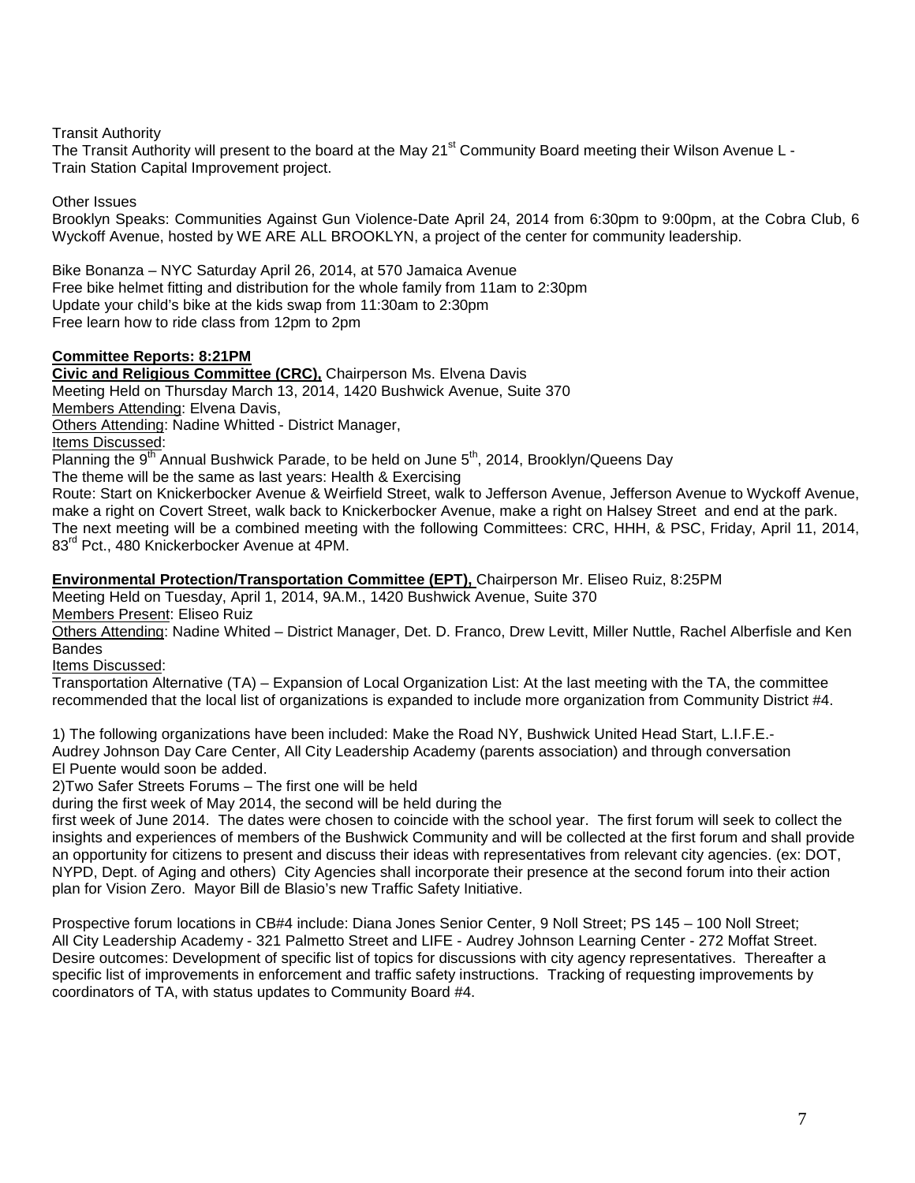Transit Authority
The Transit Authority will present to the board at the May 21st Community Board meeting their Wilson Avenue L - Train Station Capital Improvement project.

Other Issues
Brooklyn Speaks: Communities Against Gun Violence-Date April 24, 2014 from 6:30pm to 9:00pm, at the Cobra Club, 6 Wyckoff Avenue, hosted by WE ARE ALL BROOKLYN, a project of the center for community leadership.

Bike Bonanza – NYC Saturday April 26, 2014, at 570 Jamaica Avenue
Free bike helmet fitting and distribution for the whole family from 11am to 2:30pm
Update your child's bike at the kids swap from 11:30am to 2:30pm
Free learn how to ride class from 12pm to 2pm

**Committee Reports: 8:21PM**

**Civic and Religious Committee (CRC),** Chairperson Ms. Elvena Davis
Meeting Held on Thursday March 13, 2014, 1420 Bushwick Avenue, Suite 370
Members Attending: Elvena Davis,
Others Attending: Nadine Whitted - District Manager,
Items Discussed:
Planning the 9th Annual Bushwick Parade, to be held on June 5th, 2014, Brooklyn/Queens Day
The theme will be the same as last years: Health & Exercising
Route: Start on Knickerbocker Avenue & Weirfield Street, walk to Jefferson Avenue, Jefferson Avenue to Wyckoff Avenue, make a right on Covert Street, walk back to Knickerbocker Avenue, make a right on Halsey Street and end at the park.
The next meeting will be a combined meeting with the following Committees: CRC, HHH, & PSC, Friday, April 11, 2014, 83rd Pct., 480 Knickerbocker Avenue at 4PM.

**Environmental Protection/Transportation Committee (EPT),** Chairperson Mr. Eliseo Ruiz, 8:25PM
Meeting Held on Tuesday, April 1, 2014, 9A.M., 1420 Bushwick Avenue, Suite 370
Members Present: Eliseo Ruiz
Others Attending: Nadine Whited – District Manager, Det. D. Franco, Drew Levitt, Miller Nuttle, Rachel Alberfisle and Ken Bandes
Items Discussed:
Transportation Alternative (TA) – Expansion of Local Organization List: At the last meeting with the TA, the committee recommended that the local list of organizations is expanded to include more organization from Community District #4.

1) The following organizations have been included: Make the Road NY, Bushwick United Head Start, L.I.F.E.-Audrey Johnson Day Care Center, All City Leadership Academy (parents association) and through conversation El Puente would soon be added.
2)Two Safer Streets Forums – The first one will be held during the first week of May 2014, the second will be held during the first week of June 2014. The dates were chosen to coincide with the school year. The first forum will seek to collect the insights and experiences of members of the Bushwick Community and will be collected at the first forum and shall provide an opportunity for citizens to present and discuss their ideas with representatives from relevant city agencies. (ex: DOT, NYPD, Dept. of Aging and others) City Agencies shall incorporate their presence at the second forum into their action plan for Vision Zero. Mayor Bill de Blasio's new Traffic Safety Initiative.

Prospective forum locations in CB#4 include: Diana Jones Senior Center, 9 Noll Street; PS 145 – 100 Noll Street; All City Leadership Academy - 321 Palmetto Street and LIFE - Audrey Johnson Learning Center - 272 Moffat Street.
Desire outcomes: Development of specific list of topics for discussions with city agency representatives. Thereafter a specific list of improvements in enforcement and traffic safety instructions. Tracking of requesting improvements by coordinators of TA, with status updates to Community Board #4.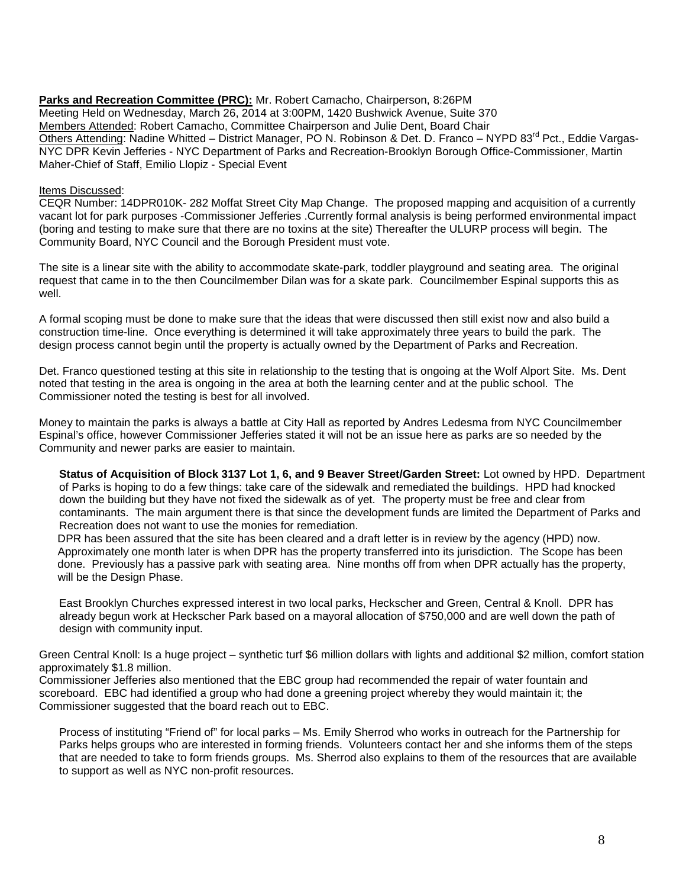**<u>Parks and Recreation Committee (PRC):</u>** Mr. Robert Camacho, Chairperson, 8:26PM
Meeting Held on Wednesday, March 26, 2014 at 3:00PM, 1420 Bushwick Avenue, Suite 370
<u>Members Attended</u>: Robert Camacho, Committee Chairperson and Julie Dent, Board Chair
<u>Others Attending</u>: Nadine Whitted – District Manager, PO N. Robinson & Det. D. Franco – NYPD 83rd Pct., Eddie Vargas-NYC DPR Kevin Jefferies - NYC Department of Parks and Recreation-Brooklyn Borough Office-Commissioner, Martin Maher-Chief of Staff, Emilio Llopiz - Special Event

<u>Items Discussed</u>:
CEQR Number: 14DPR010K- 282 Moffat Street City Map Change. The proposed mapping and acquisition of a currently vacant lot for park purposes -Commissioner Jefferies .Currently formal analysis is being performed environmental impact (boring and testing to make sure that there are no toxins at the site) Thereafter the ULURP process will begin. The Community Board, NYC Council and the Borough President must vote.

The site is a linear site with the ability to accommodate skate-park, toddler playground and seating area. The original request that came in to the then Councilmember Dilan was for a skate park. Councilmember Espinal supports this as well.

A formal scoping must be done to make sure that the ideas that were discussed then still exist now and also build a construction time-line. Once everything is determined it will take approximately three years to build the park. The design process cannot begin until the property is actually owned by the Department of Parks and Recreation.

Det. Franco questioned testing at this site in relationship to the testing that is ongoing at the Wolf Alport Site. Ms. Dent noted that testing in the area is ongoing in the area at both the learning center and at the public school. The Commissioner noted the testing is best for all involved.

Money to maintain the parks is always a battle at City Hall as reported by Andres Ledesma from NYC Councilmember Espinal's office, however Commissioner Jefferies stated it will not be an issue here as parks are so needed by the Community and newer parks are easier to maintain.

**Status of Acquisition of Block 3137 Lot 1, 6, and 9 Beaver Street/Garden Street:** Lot owned by HPD. Department of Parks is hoping to do a few things: take care of the sidewalk and remediated the buildings. HPD had knocked down the building but they have not fixed the sidewalk as of yet. The property must be free and clear from contaminants. The main argument there is that since the development funds are limited the Department of Parks and Recreation does not want to use the monies for remediation.
DPR has been assured that the site has been cleared and a draft letter is in review by the agency (HPD) now. Approximately one month later is when DPR has the property transferred into its jurisdiction. The Scope has been done. Previously has a passive park with seating area. Nine months off from when DPR actually has the property, will be the Design Phase.

East Brooklyn Churches expressed interest in two local parks, Heckscher and Green, Central & Knoll. DPR has already begun work at Heckscher Park based on a mayoral allocation of $750,000 and are well down the path of design with community input.

Green Central Knoll: Is a huge project – synthetic turf $6 million dollars with lights and additional $2 million, comfort station approximately $1.8 million.
Commissioner Jefferies also mentioned that the EBC group had recommended the repair of water fountain and scoreboard. EBC had identified a group who had done a greening project whereby they would maintain it; the Commissioner suggested that the board reach out to EBC.

Process of instituting "Friend of" for local parks – Ms. Emily Sherrod who works in outreach for the Partnership for Parks helps groups who are interested in forming friends. Volunteers contact her and she informs them of the steps that are needed to take to form friends groups. Ms. Sherrod also explains to them of the resources that are available to support as well as NYC non-profit resources.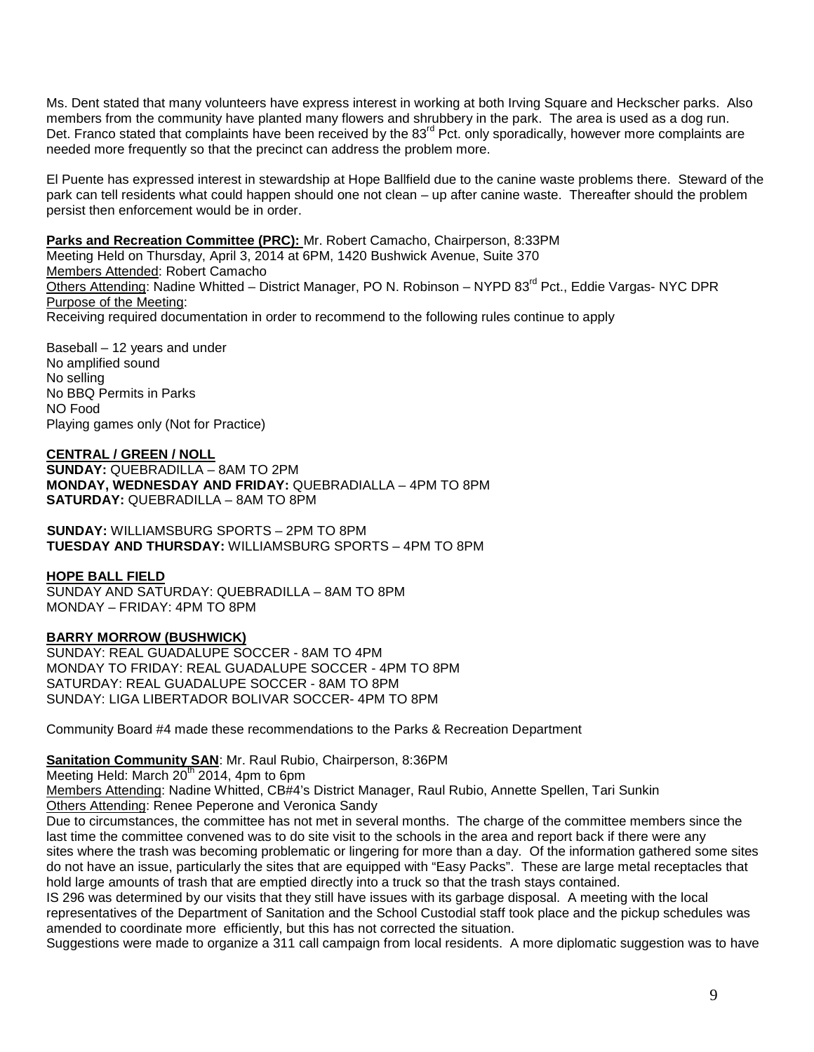Ms. Dent stated that many volunteers have express interest in working at both Irving Square and Heckscher parks. Also members from the community have planted many flowers and shrubbery in the park. The area is used as a dog run. Det. Franco stated that complaints have been received by the 83rd Pct. only sporadically, however more complaints are needed more frequently so that the precinct can address the problem more.

El Puente has expressed interest in stewardship at Hope Ballfield due to the canine waste problems there. Steward of the park can tell residents what could happen should one not clean – up after canine waste. Thereafter should the problem persist then enforcement would be in order.

**Parks and Recreation Committee (PRC):** Mr. Robert Camacho, Chairperson, 8:33PM
Meeting Held on Thursday, April 3, 2014 at 6PM, 1420 Bushwick Avenue, Suite 370
Members Attended: Robert Camacho
Others Attending: Nadine Whitted – District Manager, PO N. Robinson – NYPD 83rd Pct., Eddie Vargas- NYC DPR
Purpose of the Meeting:
Receiving required documentation in order to recommend to the following rules continue to apply

Baseball – 12 years and under
No amplified sound
No selling
No BBQ Permits in Parks
NO Food
Playing games only (Not for Practice)

**CENTRAL / GREEN / NOLL**
**SUNDAY:** QUEBRADILLA – 8AM TO 2PM
**MONDAY, WEDNESDAY AND FRIDAY:** QUEBRADIALLA – 4PM TO 8PM
**SATURDAY:** QUEBRADILLA – 8AM TO 8PM

**SUNDAY:** WILLIAMSBURG SPORTS – 2PM TO 8PM
**TUESDAY AND THURSDAY:** WILLIAMSBURG SPORTS – 4PM TO 8PM

**HOPE BALL FIELD**
SUNDAY AND SATURDAY: QUEBRADILLA – 8AM TO 8PM
MONDAY – FRIDAY: 4PM TO 8PM

**BARRY MORROW (BUSHWICK)**
SUNDAY: REAL GUADALUPE SOCCER - 8AM TO 4PM
MONDAY TO FRIDAY: REAL GUADALUPE SOCCER - 4PM TO 8PM
SATURDAY: REAL GUADALUPE SOCCER - 8AM TO 8PM
SUNDAY: LIGA LIBERTADOR BOLIVAR SOCCER- 4PM TO 8PM

Community Board #4 made these recommendations to the Parks & Recreation Department

**Sanitation Community SAN**: Mr. Raul Rubio, Chairperson, 8:36PM
Meeting Held: March 20th 2014, 4pm to 6pm
Members Attending: Nadine Whitted, CB#4's District Manager, Raul Rubio, Annette Spellen, Tari Sunkin
Others Attending: Renee Peperone and Veronica Sandy
Due to circumstances, the committee has not met in several months. The charge of the committee members since the last time the committee convened was to do site visit to the schools in the area and report back if there were any sites where the trash was becoming problematic or lingering for more than a day. Of the information gathered some sites do not have an issue, particularly the sites that are equipped with "Easy Packs". These are large metal receptacles that hold large amounts of trash that are emptied directly into a truck so that the trash stays contained.
IS 296 was determined by our visits that they still have issues with its garbage disposal. A meeting with the local representatives of the Department of Sanitation and the School Custodial staff took place and the pickup schedules was amended to coordinate more efficiently, but this has not corrected the situation.
Suggestions were made to organize a 311 call campaign from local residents. A more diplomatic suggestion was to have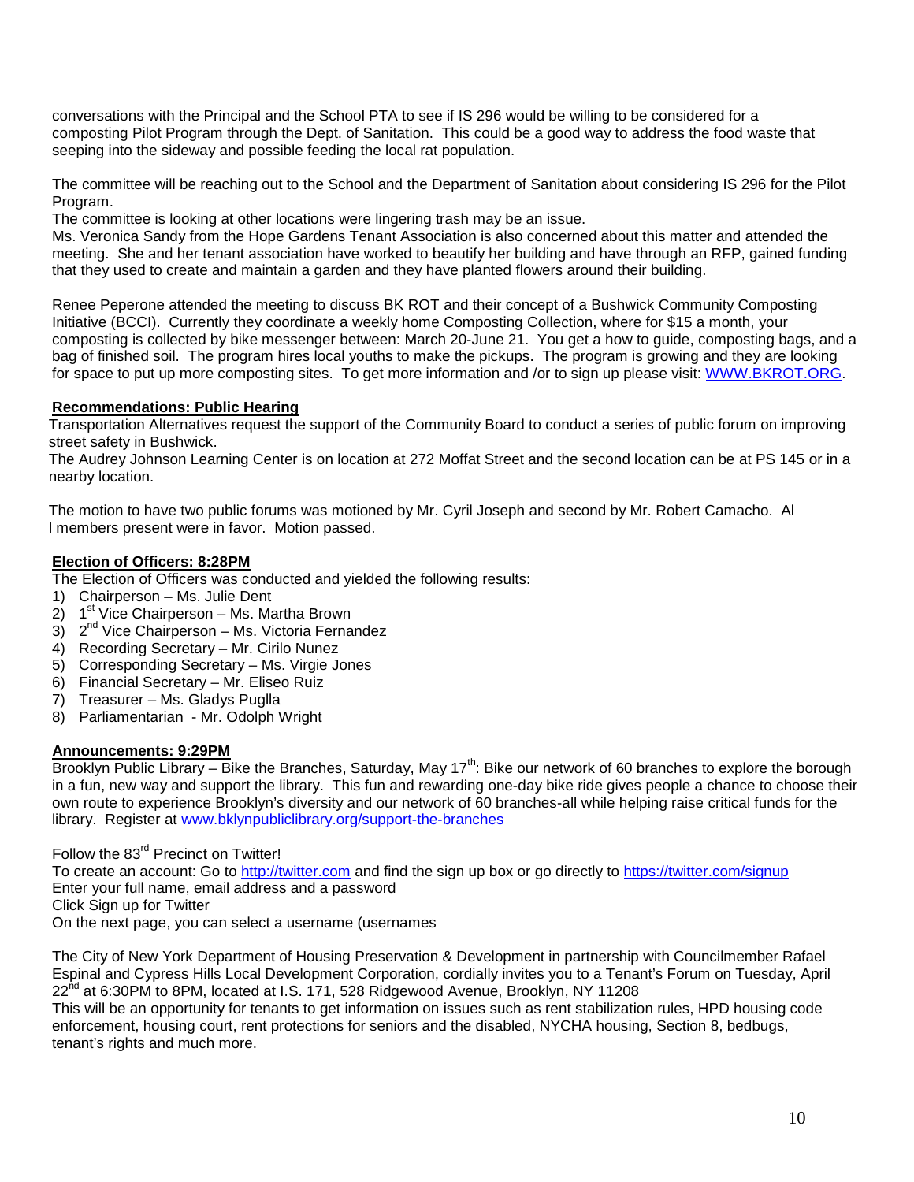conversations with the Principal and the School PTA to see if IS 296 would be willing to be considered for a composting Pilot Program through the Dept. of Sanitation. This could be a good way to address the food waste that seeping into the sideway and possible feeding the local rat population.

The committee will be reaching out to the School and the Department of Sanitation about considering IS 296 for the Pilot Program.
The committee is looking at other locations were lingering trash may be an issue.
Ms. Veronica Sandy from the Hope Gardens Tenant Association is also concerned about this matter and attended the meeting. She and her tenant association have worked to beautify her building and have through an RFP, gained funding that they used to create and maintain a garden and they have planted flowers around their building.

Renee Peperone attended the meeting to discuss BK ROT and their concept of a Bushwick Community Composting Initiative (BCCI). Currently they coordinate a weekly home Composting Collection, where for $15 a month, your composting is collected by bike messenger between: March 20-June 21. You get a how to guide, composting bags, and a bag of finished soil. The program hires local youths to make the pickups. The program is growing and they are looking for space to put up more composting sites. To get more information and /or to sign up please visit: [WWW.BKROT.ORG](http://WWW.BKROT.ORG).

**Recommendations: Public Hearing**

Transportation Alternatives request the support of the Community Board to conduct a series of public forum on improving street safety in Bushwick.
The Audrey Johnson Learning Center is on location at 272 Moffat Street and the second location can be at PS 145 or in a nearby location.

The motion to have two public forums was motioned by Mr. Cyril Joseph and second by Mr. Robert Camacho. Al l members present were in favor. Motion passed.

**Election of Officers: 8:28PM**

The Election of Officers was conducted and yielded the following results:
1) Chairperson – Ms. Julie Dent
2) 1st Vice Chairperson – Ms. Martha Brown
3) 2nd Vice Chairperson – Ms. Victoria Fernandez
4) Recording Secretary – Mr. Cirilo Nunez
5) Corresponding Secretary – Ms. Virgie Jones
6) Financial Secretary – Mr. Eliseo Ruiz
7) Treasurer – Ms. Gladys Puglla
8) Parliamentarian - Mr. Odolph Wright

**Announcements: 9:29PM**

Brooklyn Public Library – Bike the Branches, Saturday, May 17th: Bike our network of 60 branches to explore the borough in a fun, new way and support the library. This fun and rewarding one-day bike ride gives people a chance to choose their own route to experience Brooklyn's diversity and our network of 60 branches-all while helping raise critical funds for the library. Register at [www.bklynpubliclibrary.org/support-the-branches](http://www.bklynpubliclibrary.org/support-the-branches)

Follow the 83rd Precinct on Twitter!
To create an account: Go to [http://twitter.com](http://twitter.com) and find the sign up box or go directly to [https://twitter.com/signup](https://twitter.com/signup)
Enter your full name, email address and a password
Click Sign up for Twitter
On the next page, you can select a username (usernames

The City of New York Department of Housing Preservation & Development in partnership with Councilmember Rafael Espinal and Cypress Hills Local Development Corporation, cordially invites you to a Tenant's Forum on Tuesday, April 22nd at 6:30PM to 8PM, located at I.S. 171, 528 Ridgewood Avenue, Brooklyn, NY 11208
This will be an opportunity for tenants to get information on issues such as rent stabilization rules, HPD housing code enforcement, housing court, rent protections for seniors and the disabled, NYCHA housing, Section 8, bedbugs, tenant's rights and much more.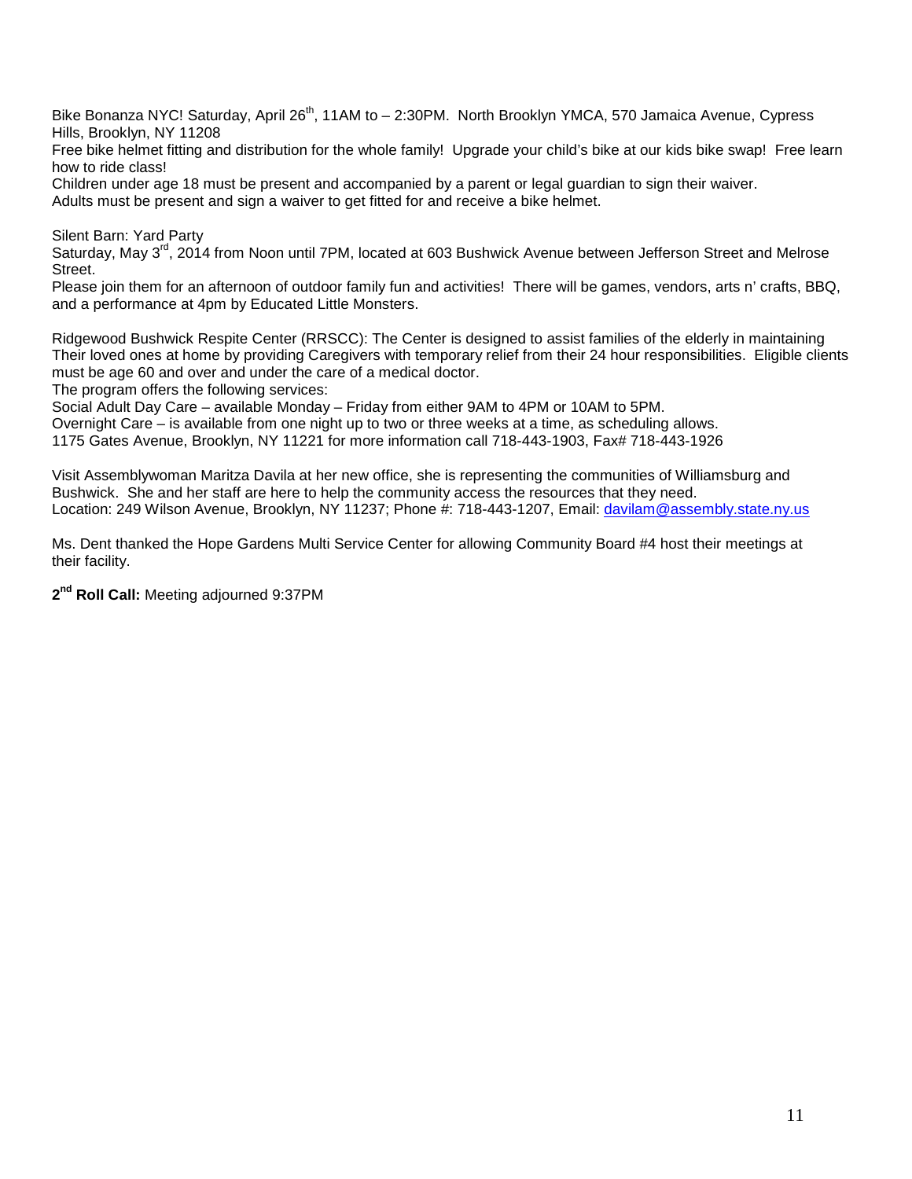Bike Bonanza NYC! Saturday, April 26th, 11AM to – 2:30PM. North Brooklyn YMCA, 570 Jamaica Avenue, Cypress Hills, Brooklyn, NY 11208
Free bike helmet fitting and distribution for the whole family! Upgrade your child's bike at our kids bike swap! Free learn how to ride class!
Children under age 18 must be present and accompanied by a parent or legal guardian to sign their waiver.
Adults must be present and sign a waiver to get fitted for and receive a bike helmet.

Silent Barn: Yard Party
Saturday, May 3rd, 2014 from Noon until 7PM, located at 603 Bushwick Avenue between Jefferson Street and Melrose Street.
Please join them for an afternoon of outdoor family fun and activities! There will be games, vendors, arts n' crafts, BBQ, and a performance at 4pm by Educated Little Monsters.

Ridgewood Bushwick Respite Center (RRSCC): The Center is designed to assist families of the elderly in maintaining Their loved ones at home by providing Caregivers with temporary relief from their 24 hour responsibilities. Eligible clients must be age 60 and over and under the care of a medical doctor.
The program offers the following services:
Social Adult Day Care – available Monday – Friday from either 9AM to 4PM or 10AM to 5PM.
Overnight Care – is available from one night up to two or three weeks at a time, as scheduling allows.
1175 Gates Avenue, Brooklyn, NY 11221 for more information call 718-443-1903, Fax# 718-443-1926

Visit Assemblywoman Maritza Davila at her new office, she is representing the communities of Williamsburg and Bushwick. She and her staff are here to help the community access the resources that they need.
Location: 249 Wilson Avenue, Brooklyn, NY 11237; Phone #: 718-443-1207, Email: davilam@assembly.state.ny.us

Ms. Dent thanked the Hope Gardens Multi Service Center for allowing Community Board #4 host their meetings at their facility.

**2nd Roll Call:** Meeting adjourned 9:37PM